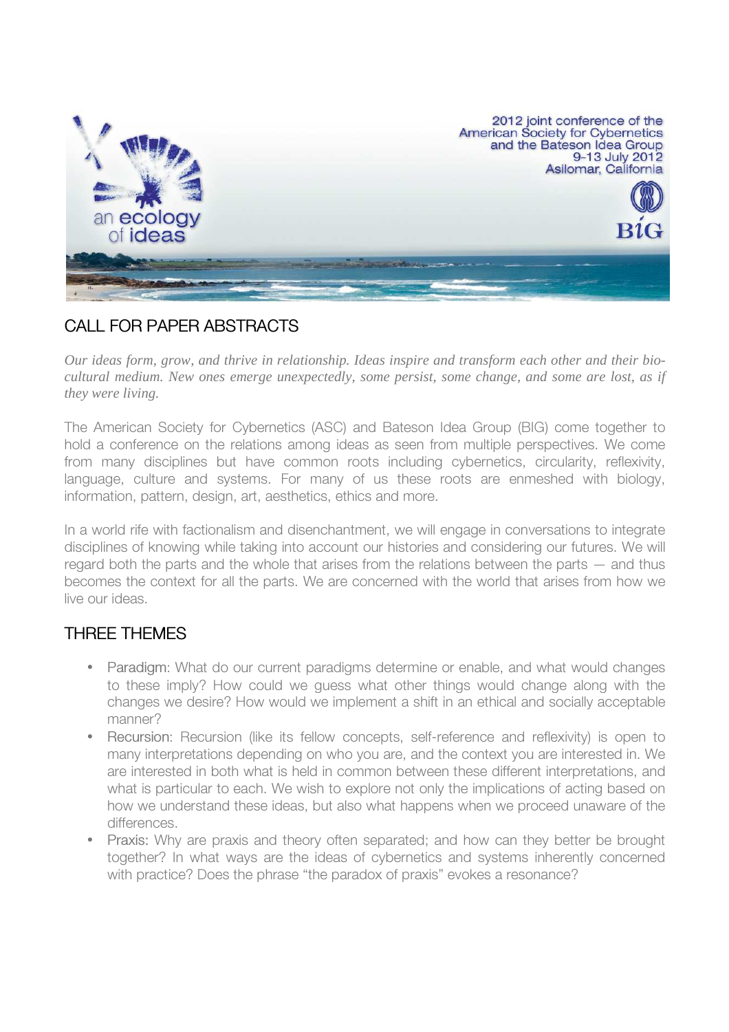an ecology of ideas

2012 joint conference of the American Society for Cybernetics and the Bateson Idea Group
9-13 July 2012
Asilomar, California

BIG

## CALL FOR PAPER ABSTRACTS

*Our ideas form, grow, and thrive in relationship. Ideas inspire and transform each other and their bio-cultural medium. New ones emerge unexpectedly, some persist, some change, and some are lost, as if they were living.*

The American Society for Cybernetics (ASC) and Bateson Idea Group (BIG) come together to hold a conference on the relations among ideas as seen from multiple perspectives. We come from many disciplines but have common roots including cybernetics, circularity, reflexivity, language, culture and systems. For many of us these roots are enmeshed with biology, information, pattern, design, art, aesthetics, ethics and more.

In a world rife with factionalism and disenchantment, we will engage in conversations to integrate disciplines of knowing while taking into account our histories and considering our futures. We will regard both the parts and the whole that arises from the relations between the parts — and thus becomes the context for all the parts. We are concerned with the world that arises from how we live our ideas.

## THREE THEMES

- Paradigm: What do our current paradigms determine or enable, and what would changes to these imply? How could we guess what other things would change along with the changes we desire? How would we implement a shift in an ethical and socially acceptable manner?
- Recursion: Recursion (like its fellow concepts, self-reference and reflexivity) is open to many interpretations depending on who you are, and the context you are interested in. We are interested in both what is held in common between these different interpretations, and what is particular to each. We wish to explore not only the implications of acting based on how we understand these ideas, but also what happens when we proceed unaware of the differences.
- Praxis: Why are praxis and theory often separated; and how can they better be brought together? In what ways are the ideas of cybernetics and systems inherently concerned with practice? Does the phrase "the paradox of praxis" evokes a resonance?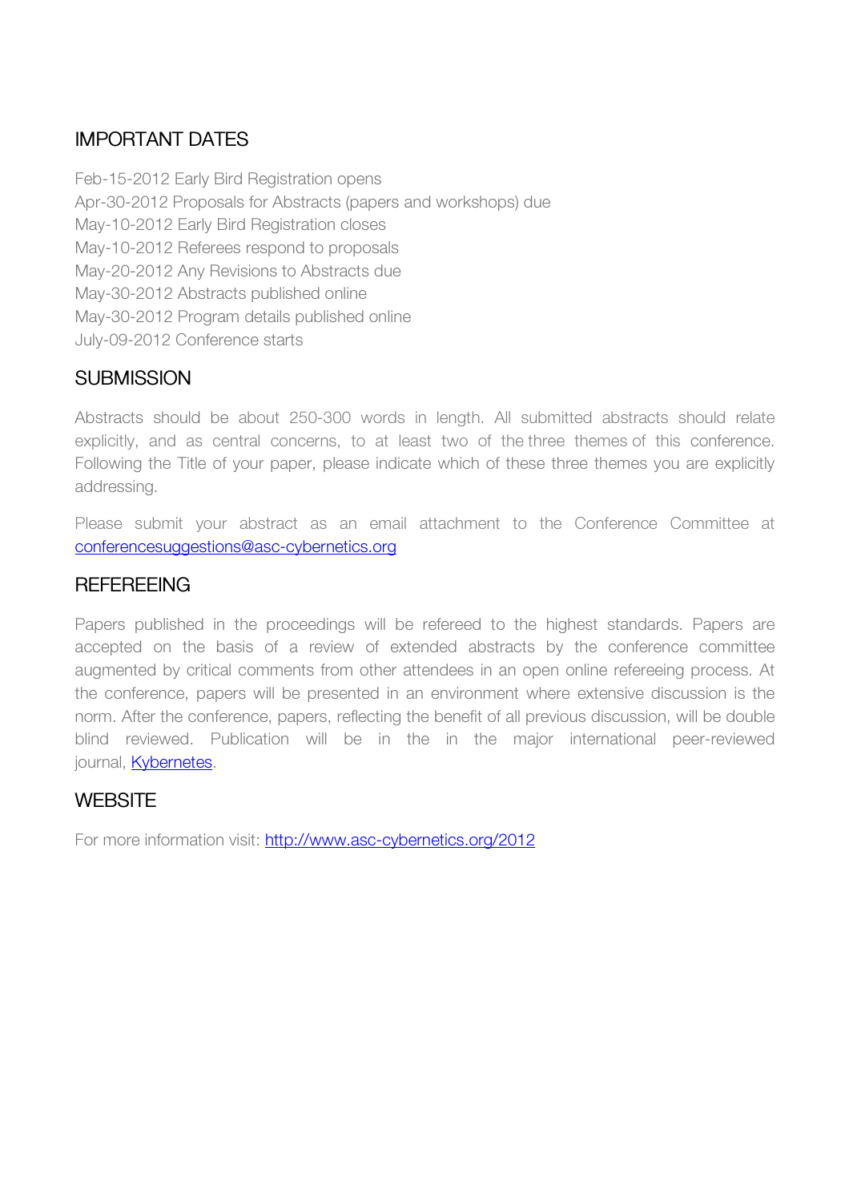## IMPORTANT DATES

Feb-15-2012 Early Bird Registration opens
Apr-30-2012 Proposals for Abstracts (papers and workshops) due
May-10-2012 Early Bird Registration closes
May-10-2012 Referees respond to proposals
May-20-2012 Any Revisions to Abstracts due
May-30-2012 Abstracts published online
May-30-2012 Program details published online
July-09-2012 Conference starts

## SUBMISSION

Abstracts should be about 250-300 words in length. All submitted abstracts should relate explicitly, and as central concerns, to at least two of the three themes of this conference. Following the Title of your paper, please indicate which of these three themes you are explicitly addressing.

Please submit your abstract as an email attachment to the Conference Committee at [conferencesuggestions@asc-cybernetics.org](mailto:conferencesuggestions@asc-cybernetics.org)

## REFEREEING

Papers published in the proceedings will be refereed to the highest standards. Papers are accepted on the basis of a review of extended abstracts by the conference committee augmented by critical comments from other attendees in an open online refereeing process. At the conference, papers will be presented in an environment where extensive discussion is the norm. After the conference, papers, reflecting the benefit of all previous discussion, will be double blind reviewed. Publication will be in the in the major international peer-reviewed journal, Kybernetes.

## WEBSITE

For more information visit: [http://www.asc-cybernetics.org/2012](http://www.asc-cybernetics.org/2012)